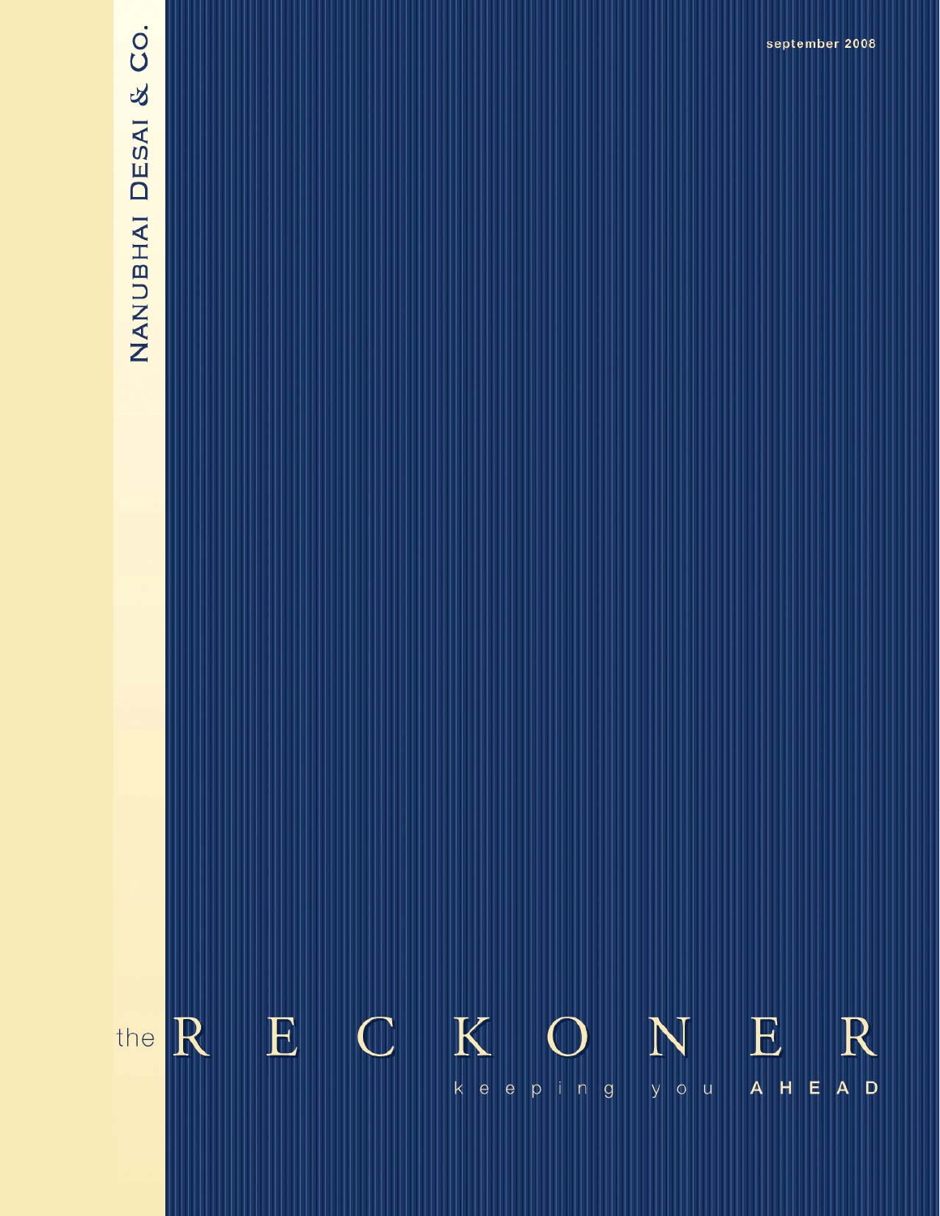NANUBHAI DESAI & CO.

september 2008

# the RECKONER

keeping you AHEAD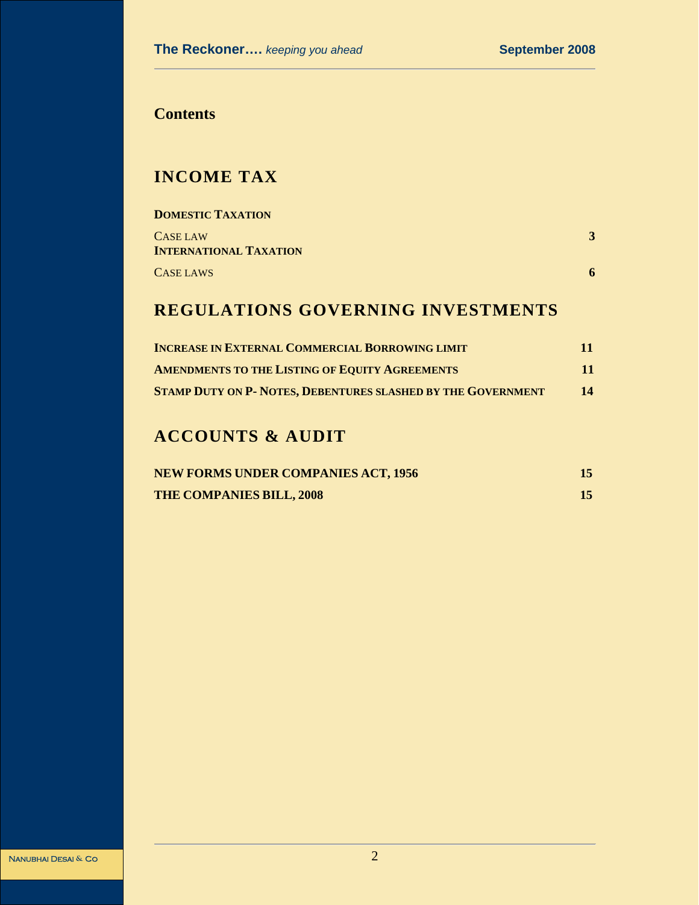## Contents

# INCOME TAX

**DOMESTIC TAXATION**

CASE LAW **3**

**INTERNATIONAL TAXATION**

CASE LAWS **6**

# REGULATIONS GOVERNING INVESTMENTS

**INCREASE IN EXTERNAL COMMERCIAL BORROWING LIMIT 11**

**AMENDMENTS TO THE LISTING OF EQUITY AGREEMENTS 11**

**STAMP DUTY ON P- NOTES, DEBENTURES SLASHED BY THE GOVERNMENT 14**

# ACCOUNTS & AUDIT

**NEW FORMS UNDER COMPANIES ACT, 1956 15**

**THE COMPANIES BILL, 2008 15**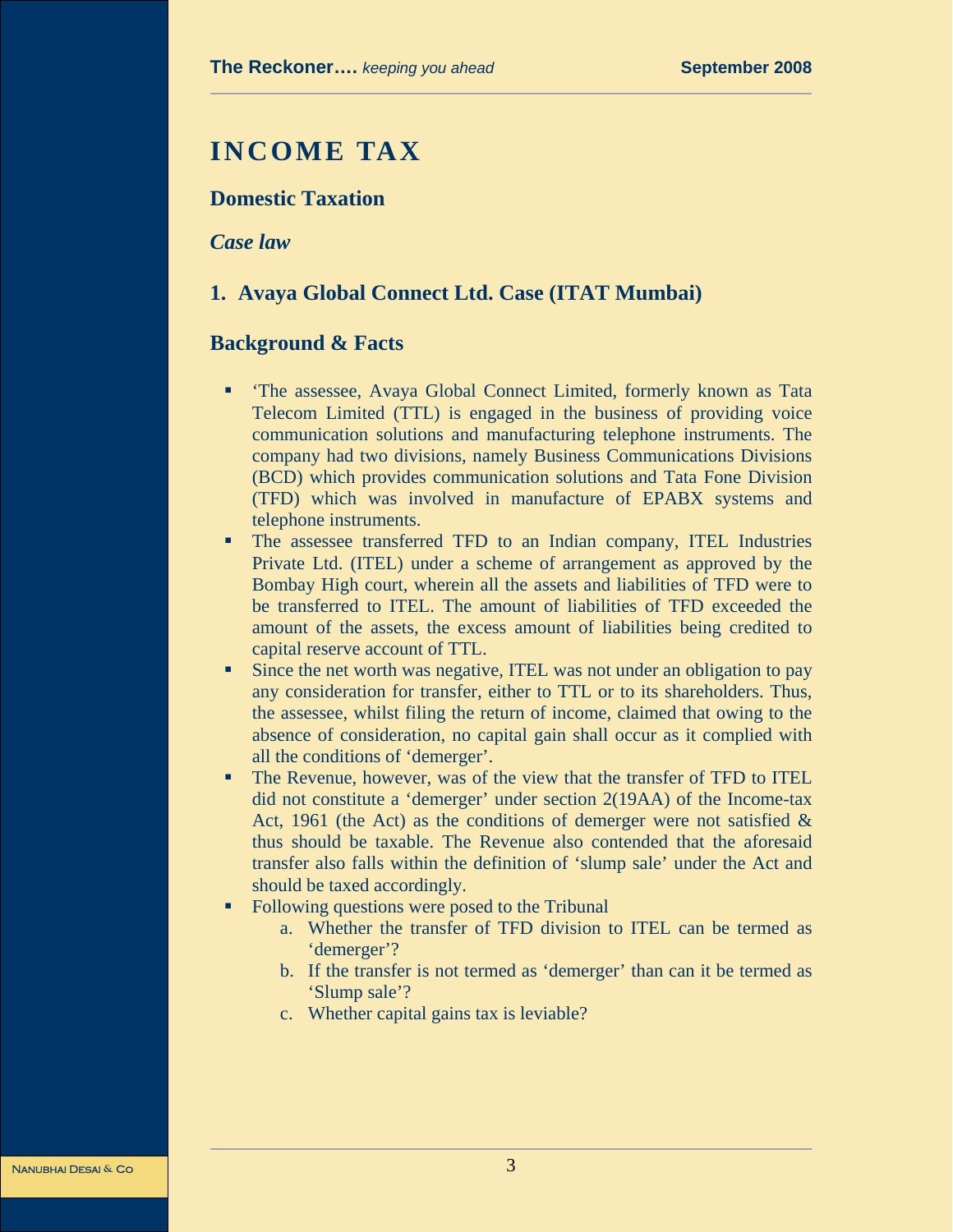# INCOME TAX

## Domestic Taxation

### *Case law*

### 1. Avaya Global Connect Ltd. Case (ITAT Mumbai)

### Background & Facts

- 'The assessee, Avaya Global Connect Limited, formerly known as Tata Telecom Limited (TTL) is engaged in the business of providing voice communication solutions and manufacturing telephone instruments. The company had two divisions, namely Business Communications Divisions (BCD) which provides communication solutions and Tata Fone Division (TFD) which was involved in manufacture of EPABX systems and telephone instruments.
- The assessee transferred TFD to an Indian company, ITEL Industries Private Ltd. (ITEL) under a scheme of arrangement as approved by the Bombay High court, wherein all the assets and liabilities of TFD were to be transferred to ITEL. The amount of liabilities of TFD exceeded the amount of the assets, the excess amount of liabilities being credited to capital reserve account of TTL.
- Since the net worth was negative, ITEL was not under an obligation to pay any consideration for transfer, either to TTL or to its shareholders. Thus, the assessee, whilst filing the return of income, claimed that owing to the absence of consideration, no capital gain shall occur as it complied with all the conditions of 'demerger'.
- The Revenue, however, was of the view that the transfer of TFD to ITEL did not constitute a 'demerger' under section 2(19AA) of the Income-tax Act, 1961 (the Act) as the conditions of demerger were not satisfied & thus should be taxable. The Revenue also contended that the aforesaid transfer also falls within the definition of 'slump sale' under the Act and should be taxed accordingly.
- Following questions were posed to the Tribunal
    a. Whether the transfer of TFD division to ITEL can be termed as 'demerger'?
    b. If the transfer is not termed as 'demerger' than can it be termed as 'Slump sale'?
    c. Whether capital gains tax is leviable?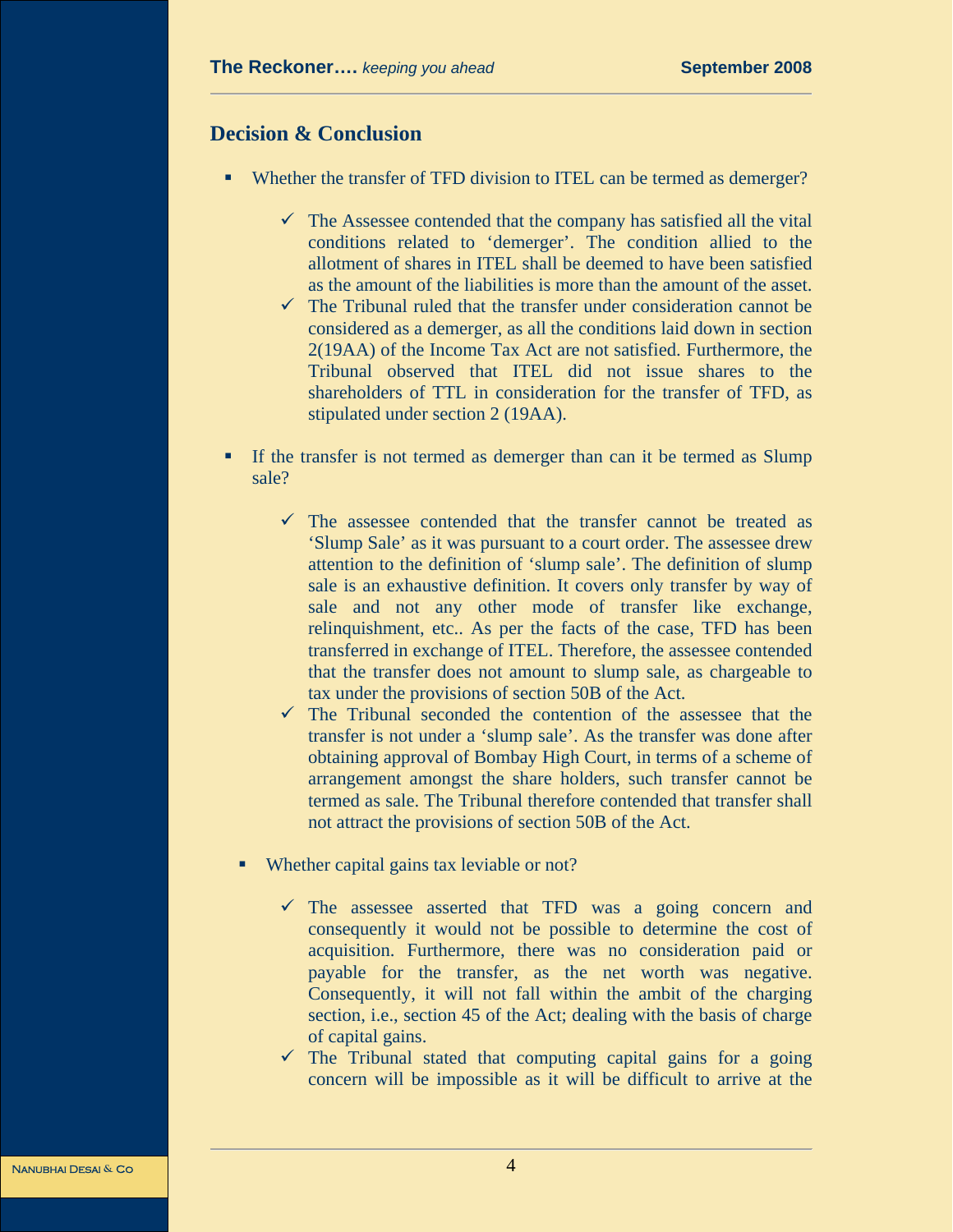## Decision & Conclusion

- Whether the transfer of TFD division to ITEL can be termed as demerger?
  - ✓ The Assessee contended that the company has satisfied all the vital conditions related to 'demerger'. The condition allied to the allotment of shares in ITEL shall be deemed to have been satisfied as the amount of the liabilities is more than the amount of the asset.
  - ✓ The Tribunal ruled that the transfer under consideration cannot be considered as a demerger, as all the conditions laid down in section 2(19AA) of the Income Tax Act are not satisfied. Furthermore, the Tribunal observed that ITEL did not issue shares to the shareholders of TTL in consideration for the transfer of TFD, as stipulated under section 2 (19AA).

- If the transfer is not termed as demerger than can it be termed as Slump sale?
  - ✓ The assessee contended that the transfer cannot be treated as 'Slump Sale' as it was pursuant to a court order. The assessee drew attention to the definition of 'slump sale'. The definition of slump sale is an exhaustive definition. It covers only transfer by way of sale and not any other mode of transfer like exchange, relinquishment, etc.. As per the facts of the case, TFD has been transferred in exchange of ITEL. Therefore, the assessee contended that the transfer does not amount to slump sale, as chargeable to tax under the provisions of section 50B of the Act.
  - ✓ The Tribunal seconded the contention of the assessee that the transfer is not under a 'slump sale'. As the transfer was done after obtaining approval of Bombay High Court, in terms of a scheme of arrangement amongst the share holders, such transfer cannot be termed as sale. The Tribunal therefore contended that transfer shall not attract the provisions of section 50B of the Act.

- Whether capital gains tax leviable or not?
  - ✓ The assessee asserted that TFD was a going concern and consequently it would not be possible to determine the cost of acquisition. Furthermore, there was no consideration paid or payable for the transfer, as the net worth was negative. Consequently, it will not fall within the ambit of the charging section, i.e., section 45 of the Act; dealing with the basis of charge of capital gains.
  - ✓ The Tribunal stated that computing capital gains for a going concern will be impossible as it will be difficult to arrive at the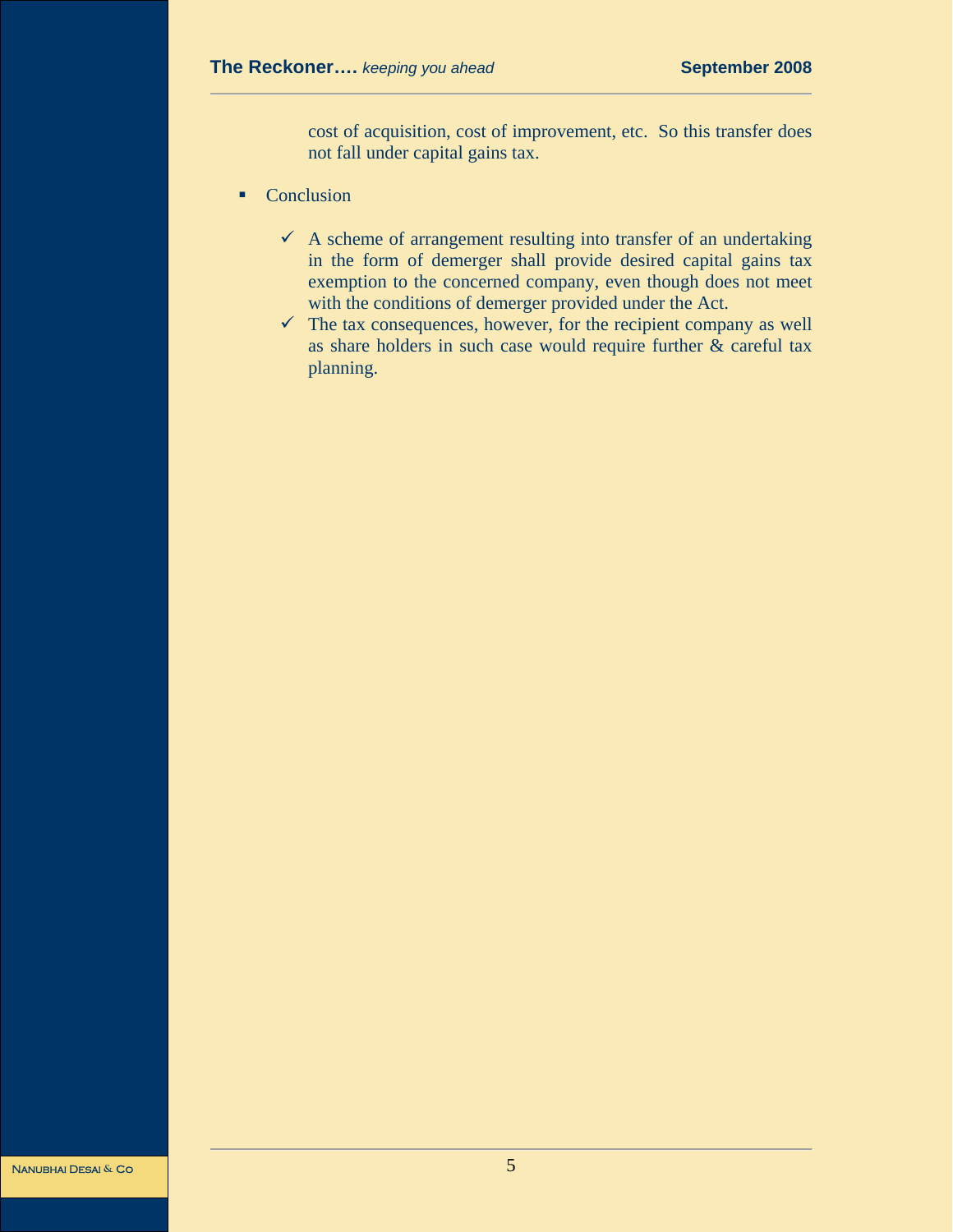cost of acquisition, cost of improvement, etc. So this transfer does not fall under capital gains tax.

- Conclusion

    - ✓ A scheme of arrangement resulting into transfer of an undertaking in the form of demerger shall provide desired capital gains tax exemption to the concerned company, even though does not meet with the conditions of demerger provided under the Act.
    - ✓ The tax consequences, however, for the recipient company as well as share holders in such case would require further & careful tax planning.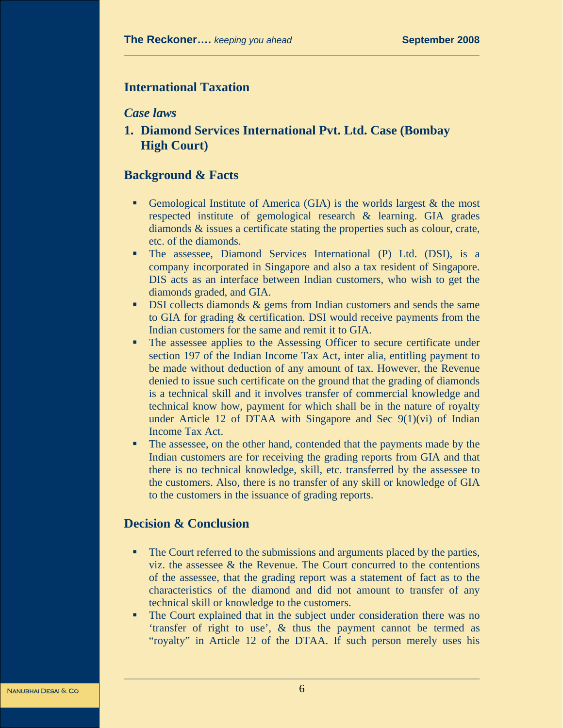## International Taxation

### *Case laws*

### 1. Diamond Services International Pvt. Ltd. Case (Bombay High Court)

### Background & Facts

- Gemological Institute of America (GIA) is the worlds largest & the most respected institute of gemological research & learning. GIA grades diamonds & issues a certificate stating the properties such as colour, crate, etc. of the diamonds.
- The assessee, Diamond Services International (P) Ltd. (DSI), is a company incorporated in Singapore and also a tax resident of Singapore. DIS acts as an interface between Indian customers, who wish to get the diamonds graded, and GIA.
- DSI collects diamonds & gems from Indian customers and sends the same to GIA for grading & certification. DSI would receive payments from the Indian customers for the same and remit it to GIA.
- The assessee applies to the Assessing Officer to secure certificate under section 197 of the Indian Income Tax Act, inter alia, entitling payment to be made without deduction of any amount of tax. However, the Revenue denied to issue such certificate on the ground that the grading of diamonds is a technical skill and it involves transfer of commercial knowledge and technical know how, payment for which shall be in the nature of royalty under Article 12 of DTAA with Singapore and Sec 9(1)(vi) of Indian Income Tax Act.
- The assessee, on the other hand, contended that the payments made by the Indian customers are for receiving the grading reports from GIA and that there is no technical knowledge, skill, etc. transferred by the assessee to the customers. Also, there is no transfer of any skill or knowledge of GIA to the customers in the issuance of grading reports.

### Decision & Conclusion

- The Court referred to the submissions and arguments placed by the parties, viz. the assessee & the Revenue. The Court concurred to the contentions of the assessee, that the grading report was a statement of fact as to the characteristics of the diamond and did not amount to transfer of any technical skill or knowledge to the customers.
- The Court explained that in the subject under consideration there was no 'transfer of right to use', & thus the payment cannot be termed as "royalty" in Article 12 of the DTAA. If such person merely uses his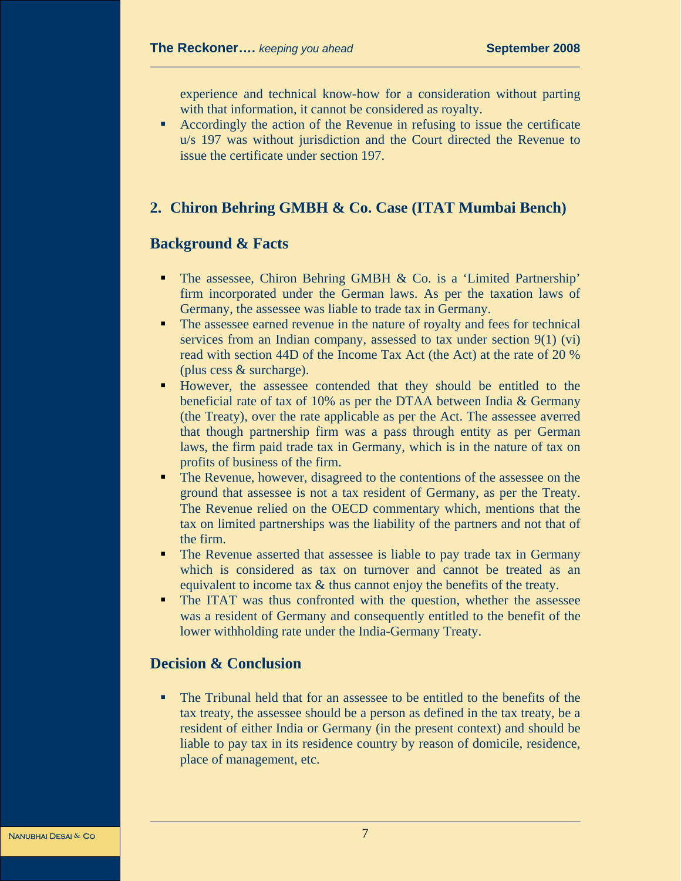experience and technical know-how for a consideration without parting with that information, it cannot be considered as royalty.

- Accordingly the action of the Revenue in refusing to issue the certificate u/s 197 was without jurisdiction and the Court directed the Revenue to issue the certificate under section 197.

## 2. Chiron Behring GMBH & Co. Case (ITAT Mumbai Bench)

### Background & Facts

- The assessee, Chiron Behring GMBH & Co. is a 'Limited Partnership' firm incorporated under the German laws. As per the taxation laws of Germany, the assessee was liable to trade tax in Germany.
- The assessee earned revenue in the nature of royalty and fees for technical services from an Indian company, assessed to tax under section 9(1) (vi) read with section 44D of the Income Tax Act (the Act) at the rate of 20 % (plus cess & surcharge).
- However, the assessee contended that they should be entitled to the beneficial rate of tax of 10% as per the DTAA between India & Germany (the Treaty), over the rate applicable as per the Act. The assessee averred that though partnership firm was a pass through entity as per German laws, the firm paid trade tax in Germany, which is in the nature of tax on profits of business of the firm.
- The Revenue, however, disagreed to the contentions of the assessee on the ground that assessee is not a tax resident of Germany, as per the Treaty. The Revenue relied on the OECD commentary which, mentions that the tax on limited partnerships was the liability of the partners and not that of the firm.
- The Revenue asserted that assessee is liable to pay trade tax in Germany which is considered as tax on turnover and cannot be treated as an equivalent to income tax & thus cannot enjoy the benefits of the treaty.
- The ITAT was thus confronted with the question, whether the assessee was a resident of Germany and consequently entitled to the benefit of the lower withholding rate under the India-Germany Treaty.

### Decision & Conclusion

- The Tribunal held that for an assessee to be entitled to the benefits of the tax treaty, the assessee should be a person as defined in the tax treaty, be a resident of either India or Germany (in the present context) and should be liable to pay tax in its residence country by reason of domicile, residence, place of management, etc.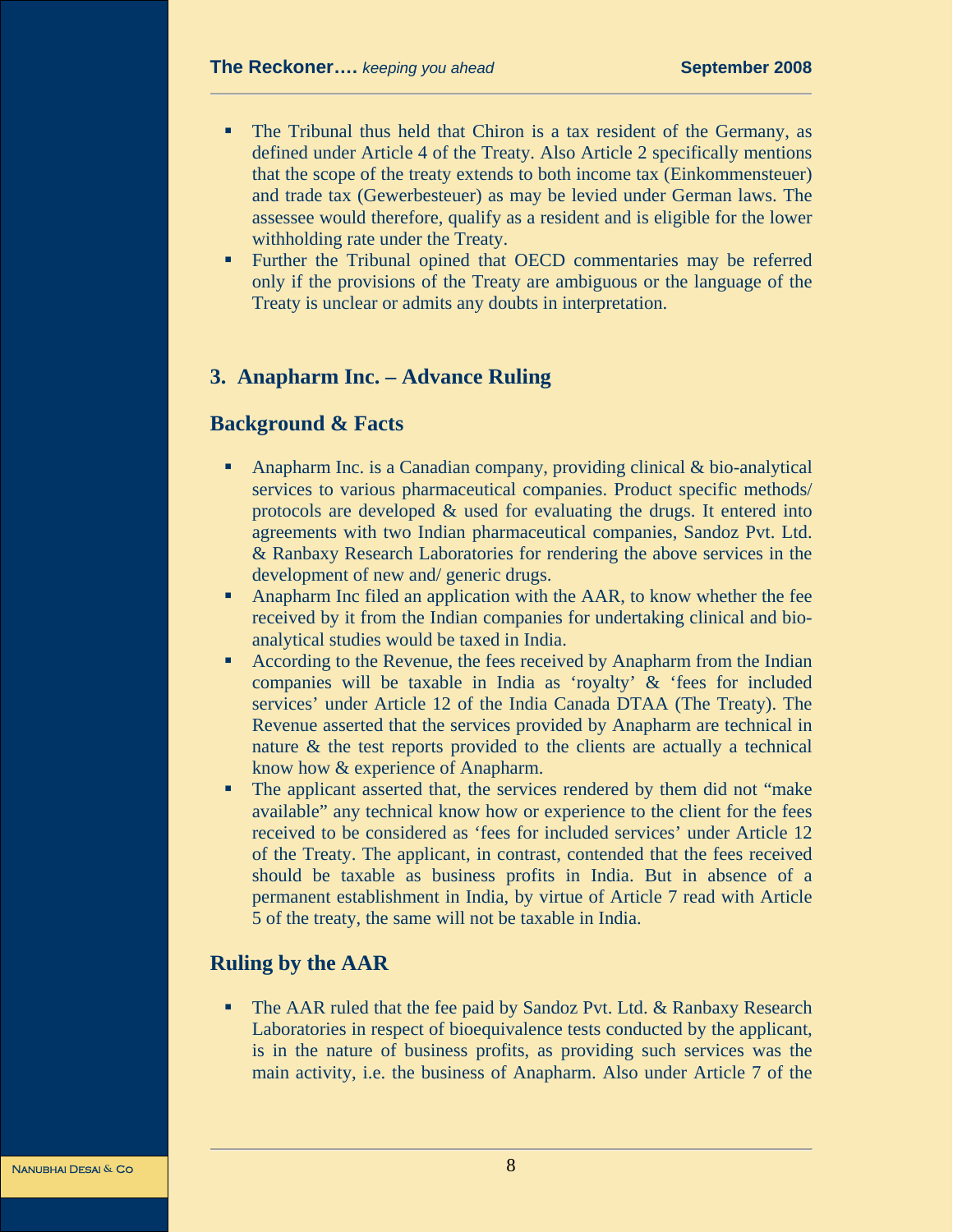- The Tribunal thus held that Chiron is a tax resident of the Germany, as defined under Article 4 of the Treaty. Also Article 2 specifically mentions that the scope of the treaty extends to both income tax (Einkommensteuer) and trade tax (Gewerbesteuer) as may be levied under German laws. The assessee would therefore, qualify as a resident and is eligible for the lower withholding rate under the Treaty.
- Further the Tribunal opined that OECD commentaries may be referred only if the provisions of the Treaty are ambiguous or the language of the Treaty is unclear or admits any doubts in interpretation.

## 3. Anapharm Inc. – Advance Ruling

### Background & Facts

- Anapharm Inc. is a Canadian company, providing clinical & bio-analytical services to various pharmaceutical companies. Product specific methods/ protocols are developed & used for evaluating the drugs. It entered into agreements with two Indian pharmaceutical companies, Sandoz Pvt. Ltd. & Ranbaxy Research Laboratories for rendering the above services in the development of new and/ generic drugs.
- Anapharm Inc filed an application with the AAR, to know whether the fee received by it from the Indian companies for undertaking clinical and bio-analytical studies would be taxed in India.
- According to the Revenue, the fees received by Anapharm from the Indian companies will be taxable in India as 'royalty' & 'fees for included services' under Article 12 of the India Canada DTAA (The Treaty). The Revenue asserted that the services provided by Anapharm are technical in nature & the test reports provided to the clients are actually a technical know how & experience of Anapharm.
- The applicant asserted that, the services rendered by them did not "make available" any technical know how or experience to the client for the fees received to be considered as 'fees for included services' under Article 12 of the Treaty. The applicant, in contrast, contended that the fees received should be taxable as business profits in India. But in absence of a permanent establishment in India, by virtue of Article 7 read with Article 5 of the treaty, the same will not be taxable in India.

### Ruling by the AAR

- The AAR ruled that the fee paid by Sandoz Pvt. Ltd. & Ranbaxy Research Laboratories in respect of bioequivalence tests conducted by the applicant, is in the nature of business profits, as providing such services was the main activity, i.e. the business of Anapharm. Also under Article 7 of the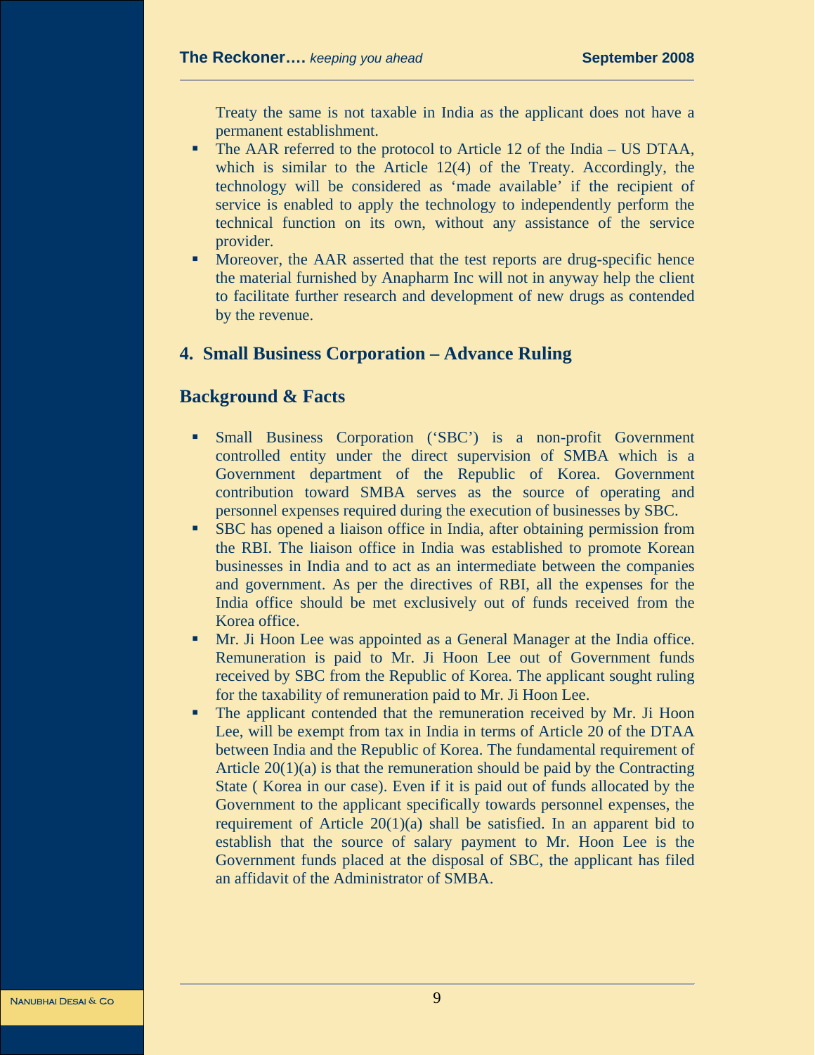Treaty the same is not taxable in India as the applicant does not have a permanent establishment.

- The AAR referred to the protocol to Article 12 of the India – US DTAA, which is similar to the Article 12(4) of the Treaty. Accordingly, the technology will be considered as 'made available' if the recipient of service is enabled to apply the technology to independently perform the technical function on its own, without any assistance of the service provider.
- Moreover, the AAR asserted that the test reports are drug-specific hence the material furnished by Anapharm Inc will not in anyway help the client to facilitate further research and development of new drugs as contended by the revenue.

## 4. Small Business Corporation – Advance Ruling

### Background & Facts

- Small Business Corporation ('SBC') is a non-profit Government controlled entity under the direct supervision of SMBA which is a Government department of the Republic of Korea. Government contribution toward SMBA serves as the source of operating and personnel expenses required during the execution of businesses by SBC.
- SBC has opened a liaison office in India, after obtaining permission from the RBI. The liaison office in India was established to promote Korean businesses in India and to act as an intermediate between the companies and government. As per the directives of RBI, all the expenses for the India office should be met exclusively out of funds received from the Korea office.
- Mr. Ji Hoon Lee was appointed as a General Manager at the India office. Remuneration is paid to Mr. Ji Hoon Lee out of Government funds received by SBC from the Republic of Korea. The applicant sought ruling for the taxability of remuneration paid to Mr. Ji Hoon Lee.
- The applicant contended that the remuneration received by Mr. Ji Hoon Lee, will be exempt from tax in India in terms of Article 20 of the DTAA between India and the Republic of Korea. The fundamental requirement of Article 20(1)(a) is that the remuneration should be paid by the Contracting State ( Korea in our case). Even if it is paid out of funds allocated by the Government to the applicant specifically towards personnel expenses, the requirement of Article 20(1)(a) shall be satisfied. In an apparent bid to establish that the source of salary payment to Mr. Hoon Lee is the Government funds placed at the disposal of SBC, the applicant has filed an affidavit of the Administrator of SMBA.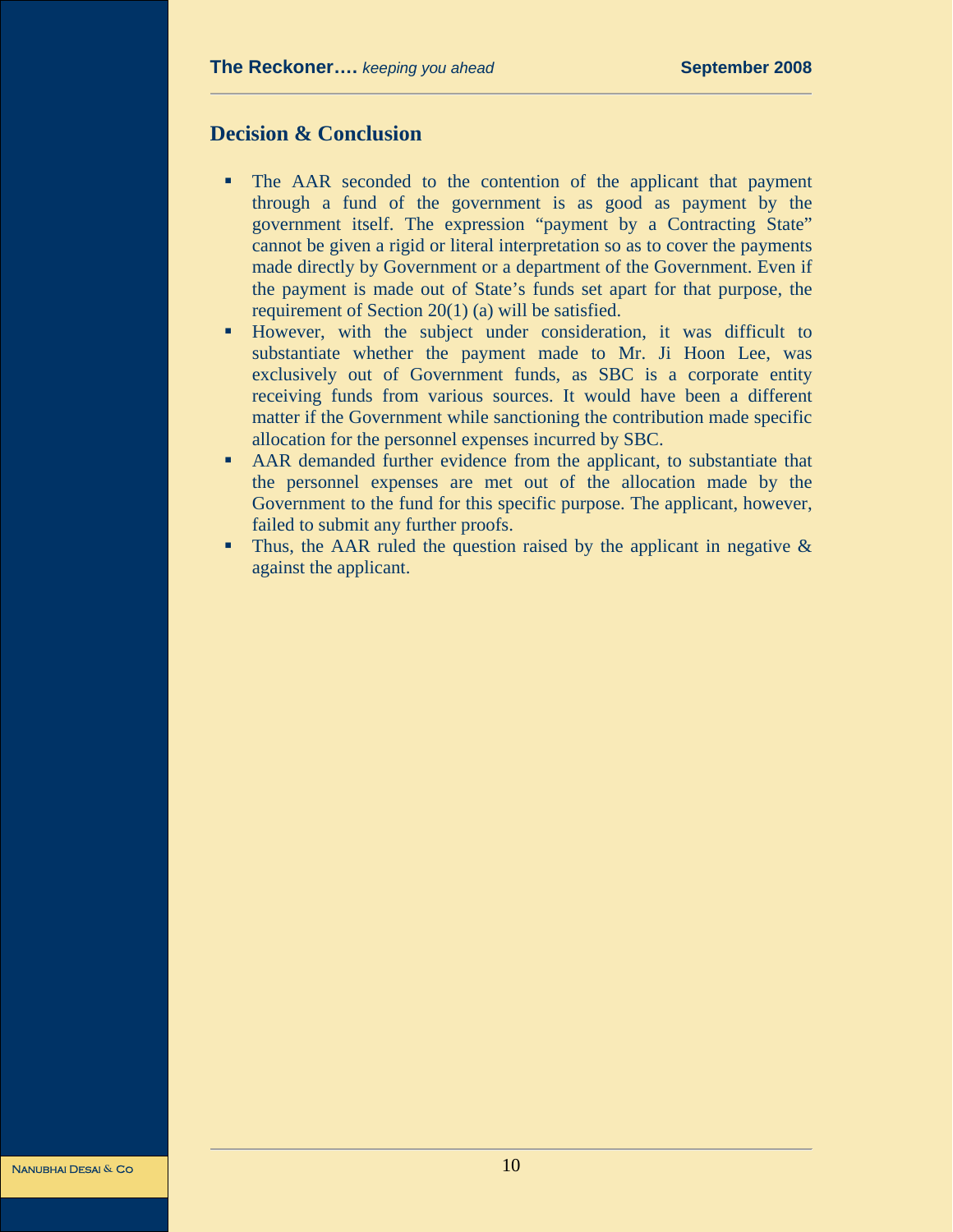## Decision & Conclusion

- The AAR seconded to the contention of the applicant that payment through a fund of the government is as good as payment by the government itself. The expression "payment by a Contracting State" cannot be given a rigid or literal interpretation so as to cover the payments made directly by Government or a department of the Government. Even if the payment is made out of State's funds set apart for that purpose, the requirement of Section 20(1) (a) will be satisfied.
- However, with the subject under consideration, it was difficult to substantiate whether the payment made to Mr. Ji Hoon Lee, was exclusively out of Government funds, as SBC is a corporate entity receiving funds from various sources. It would have been a different matter if the Government while sanctioning the contribution made specific allocation for the personnel expenses incurred by SBC.
- AAR demanded further evidence from the applicant, to substantiate that the personnel expenses are met out of the allocation made by the Government to the fund for this specific purpose. The applicant, however, failed to submit any further proofs.
- Thus, the AAR ruled the question raised by the applicant in negative & against the applicant.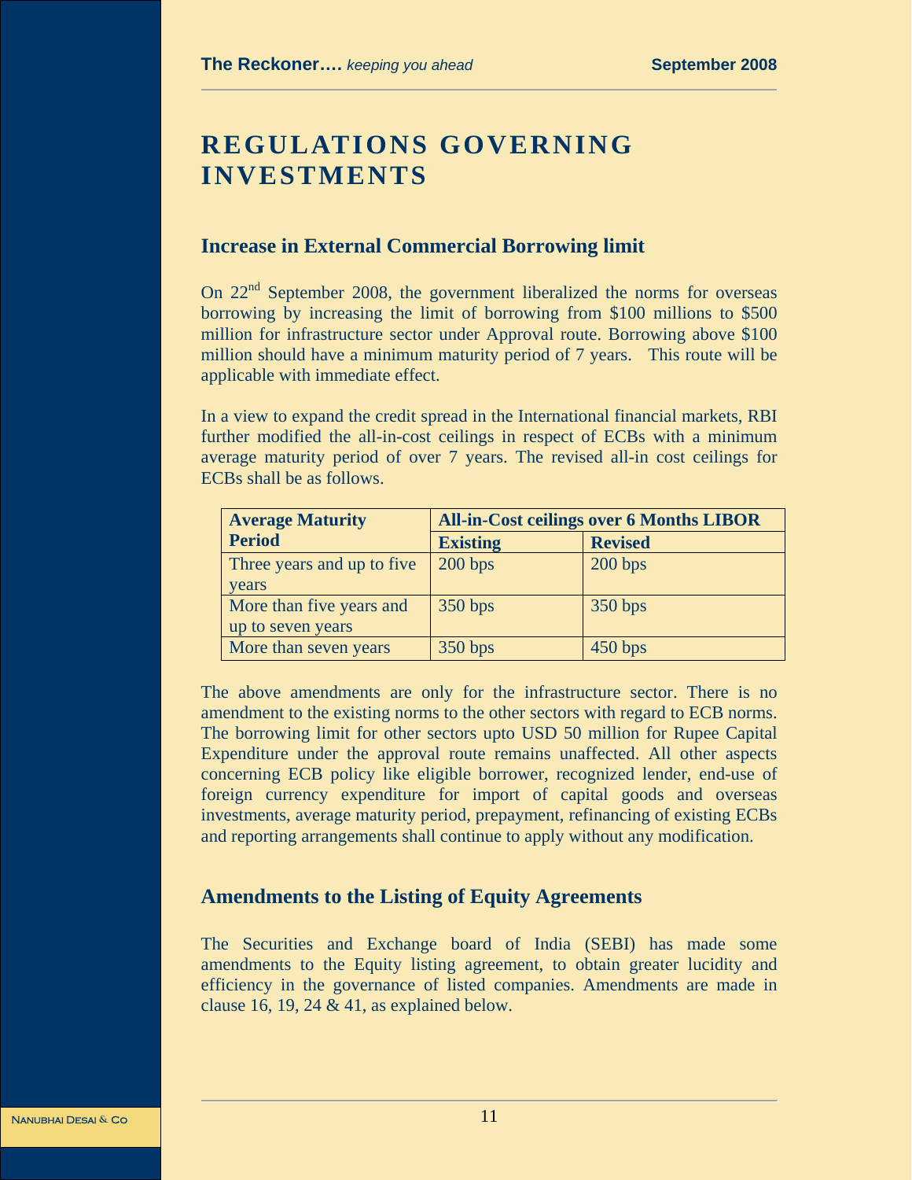# REGULATIONS GOVERNING INVESTMENTS

## Increase in External Commercial Borrowing limit

On 22nd September 2008, the government liberalized the norms for overseas borrowing by increasing the limit of borrowing from $100 millions to $500 million for infrastructure sector under Approval route. Borrowing above $100 million should have a minimum maturity period of 7 years. This route will be applicable with immediate effect.

In a view to expand the credit spread in the International financial markets, RBI further modified the all-in-cost ceilings in respect of ECBs with a minimum average maturity period of over 7 years. The revised all-in cost ceilings for ECBs shall be as follows.

| Average Maturity Period | All-in-Cost ceilings over 6 Months LIBOR | |
|---|---|---|
| | **Existing** | **Revised** |
| Three years and up to five years | 200 bps | 200 bps |
| More than five years and up to seven years | 350 bps | 350 bps |
| More than seven years | 350 bps | 450 bps |

The above amendments are only for the infrastructure sector. There is no amendment to the existing norms to the other sectors with regard to ECB norms. The borrowing limit for other sectors upto USD 50 million for Rupee Capital Expenditure under the approval route remains unaffected. All other aspects concerning ECB policy like eligible borrower, recognized lender, end-use of foreign currency expenditure for import of capital goods and overseas investments, average maturity period, prepayment, refinancing of existing ECBs and reporting arrangements shall continue to apply without any modification.

## Amendments to the Listing of Equity Agreements

The Securities and Exchange board of India (SEBI) has made some amendments to the Equity listing agreement, to obtain greater lucidity and efficiency in the governance of listed companies. Amendments are made in clause 16, 19, 24 & 41, as explained below.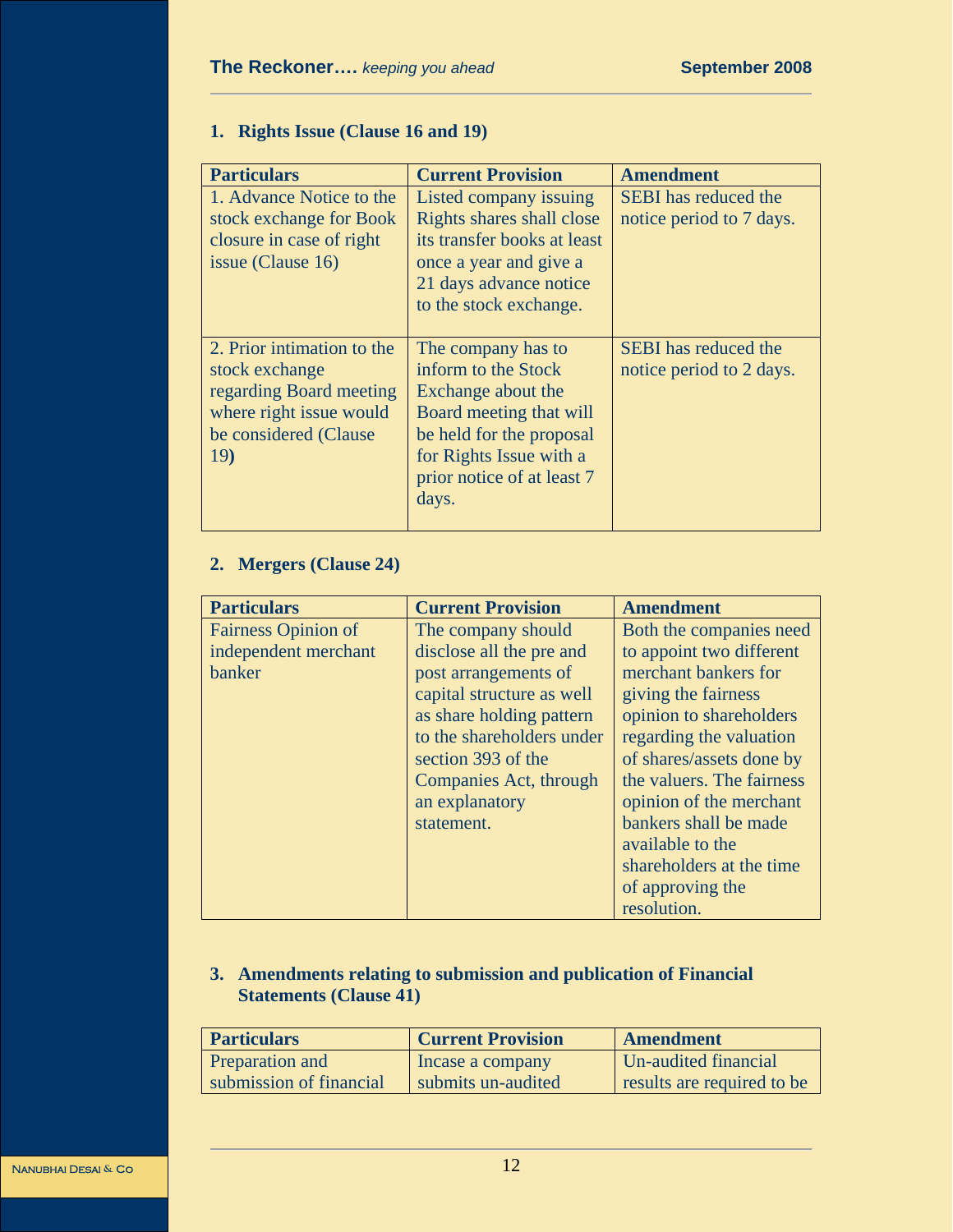## 1. Rights Issue (Clause 16 and 19)

| Particulars | Current Provision | Amendment |
|---|---|---|
| 1. Advance Notice to the stock exchange for Book closure in case of right issue (Clause 16) | Listed company issuing Rights shares shall close its transfer books at least once a year and give a 21 days advance notice to the stock exchange. | SEBI has reduced the notice period to 7 days. |
| 2. Prior intimation to the stock exchange regarding Board meeting where right issue would be considered (Clause 19**)** | The company has to inform to the Stock Exchange about the Board meeting that will be held for the proposal for Rights Issue with a prior notice of at least 7 days. | SEBI has reduced the notice period to 2 days. |

## 2. Mergers (Clause 24)

| Particulars | Current Provision | Amendment |
|---|---|---|
| Fairness Opinion of independent merchant banker | The company should disclose all the pre and post arrangements of capital structure as well as share holding pattern to the shareholders under section 393 of the Companies Act, through an explanatory statement. | Both the companies need to appoint two different merchant bankers for giving the fairness opinion to shareholders regarding the valuation of shares/assets done by the valuers. The fairness opinion of the merchant bankers shall be made available to the shareholders at the time of approving the resolution. |

## 3. Amendments relating to submission and publication of Financial Statements (Clause 41)

| Particulars | Current Provision | Amendment |
|---|---|---|
| Preparation and submission of financial | Incase a company submits un-audited | Un-audited financial results are required to be |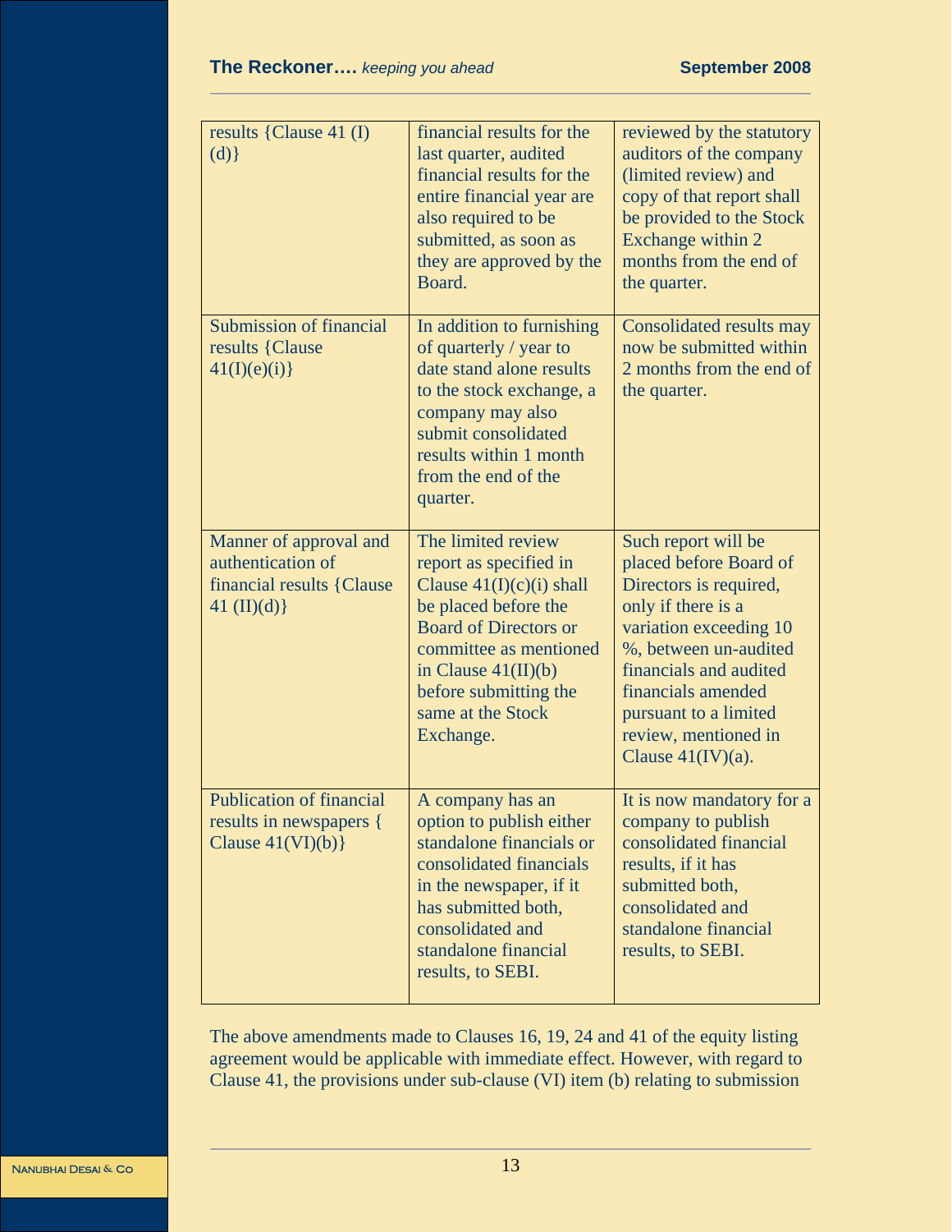| results {Clause 41 (I) (d)} | financial results for the last quarter, audited financial results for the entire financial year are also required to be submitted, as soon as they are approved by the Board. | reviewed by the statutory auditors of the company (limited review) and copy of that report shall be provided to the Stock Exchange within 2 months from the end of the quarter. |
|---|---|---|
| Submission of financial results {Clause 41(I)(e)(i)} | In addition to furnishing of quarterly / year to date stand alone results to the stock exchange, a company may also submit consolidated results within 1 month from the end of the quarter. | Consolidated results may now be submitted within 2 months from the end of the quarter. |
| Manner of approval and authentication of financial results {Clause 41 (II)(d)} | The limited review report as specified in Clause 41(I)(c)(i) shall be placed before the Board of Directors or committee as mentioned in Clause 41(II)(b) before submitting the same at the Stock Exchange. | Such report will be placed before Board of Directors is required, only if there is a variation exceeding 10 %, between un-audited financials and audited financials amended pursuant to a limited review, mentioned in Clause 41(IV)(a). |
| Publication of financial results in newspapers { Clause 41(VI)(b)} | A company has an option to publish either standalone financials or consolidated financials in the newspaper, if it has submitted both, consolidated and standalone financial results, to SEBI. | It is now mandatory for a company to publish consolidated financial results, if it has submitted both, consolidated and standalone financial results, to SEBI. |

The above amendments made to Clauses 16, 19, 24 and 41 of the equity listing agreement would be applicable with immediate effect. However, with regard to Clause 41, the provisions under sub-clause (VI) item (b) relating to submission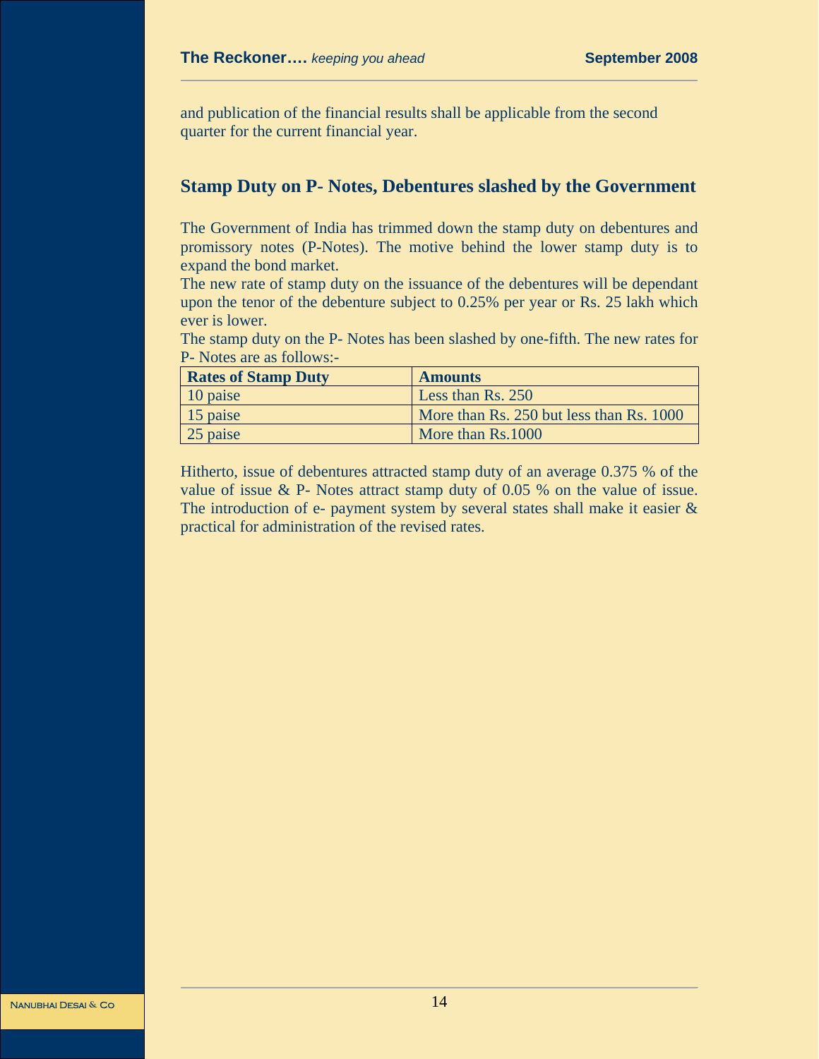and publication of the financial results shall be applicable from the second quarter for the current financial year.

## Stamp Duty on P- Notes, Debentures slashed by the Government

The Government of India has trimmed down the stamp duty on debentures and promissory notes (P-Notes). The motive behind the lower stamp duty is to expand the bond market.

The new rate of stamp duty on the issuance of the debentures will be dependant upon the tenor of the debenture subject to 0.25% per year or Rs. 25 lakh which ever is lower.

The stamp duty on the P- Notes has been slashed by one-fifth. The new rates for P- Notes are as follows:-

| Rates of Stamp Duty | Amounts |
|---|---|
| 10 paise | Less than Rs. 250 |
| 15 paise | More than Rs. 250 but less than Rs. 1000 |
| 25 paise | More than Rs.1000 |

Hitherto, issue of debentures attracted stamp duty of an average 0.375 % of the value of issue & P- Notes attract stamp duty of 0.05 % on the value of issue. The introduction of e- payment system by several states shall make it easier & practical for administration of the revised rates.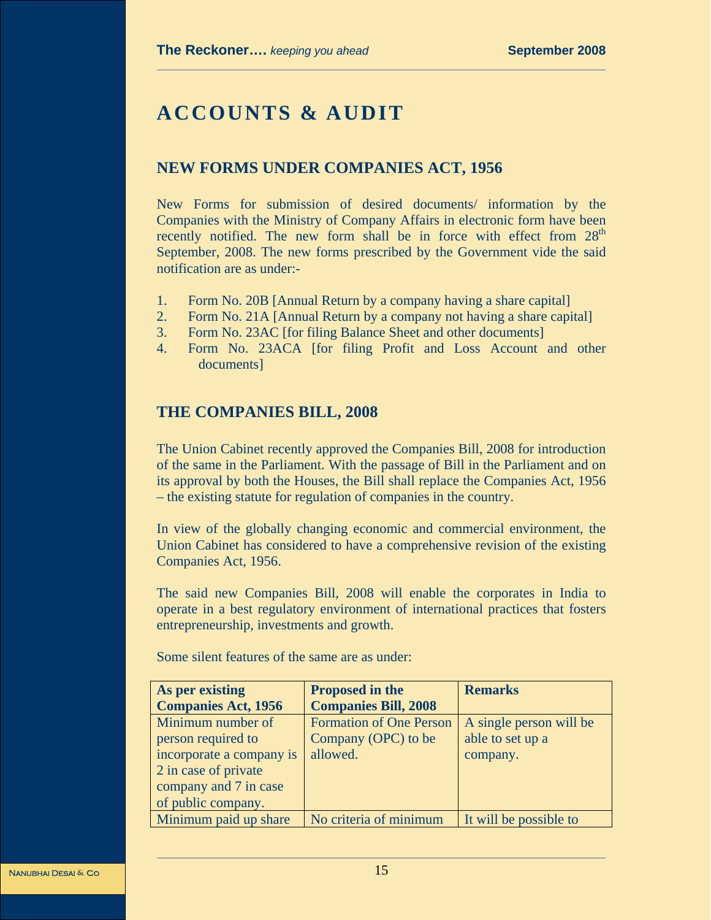# ACCOUNTS & AUDIT

## NEW FORMS UNDER COMPANIES ACT, 1956

New Forms for submission of desired documents/ information by the Companies with the Ministry of Company Affairs in electronic form have been recently notified. The new form shall be in force with effect from 28th September, 2008. The new forms prescribed by the Government vide the said notification are as under:-

1. Form No. 20B [Annual Return by a company having a share capital]
2. Form No. 21A [Annual Return by a company not having a share capital]
3. Form No. 23AC [for filing Balance Sheet and other documents]
4. Form No. 23ACA [for filing Profit and Loss Account and other documents]

## THE COMPANIES BILL, 2008

The Union Cabinet recently approved the Companies Bill, 2008 for introduction of the same in the Parliament. With the passage of Bill in the Parliament and on its approval by both the Houses, the Bill shall replace the Companies Act, 1956 – the existing statute for regulation of companies in the country.

In view of the globally changing economic and commercial environment, the Union Cabinet has considered to have a comprehensive revision of the existing Companies Act, 1956.

The said new Companies Bill, 2008 will enable the corporates in India to operate in a best regulatory environment of international practices that fosters entrepreneurship, investments and growth.

Some silent features of the same are as under:

| As per existing Companies Act, 1956 | Proposed in the Companies Bill, 2008 | Remarks |
|---|---|---|
| Minimum number of person required to incorporate a company is 2 in case of private company and 7 in case of public company. | Formation of One Person Company (OPC) to be allowed. | A single person will be able to set up a company. |
| Minimum paid up share | No criteria of minimum | It will be possible to |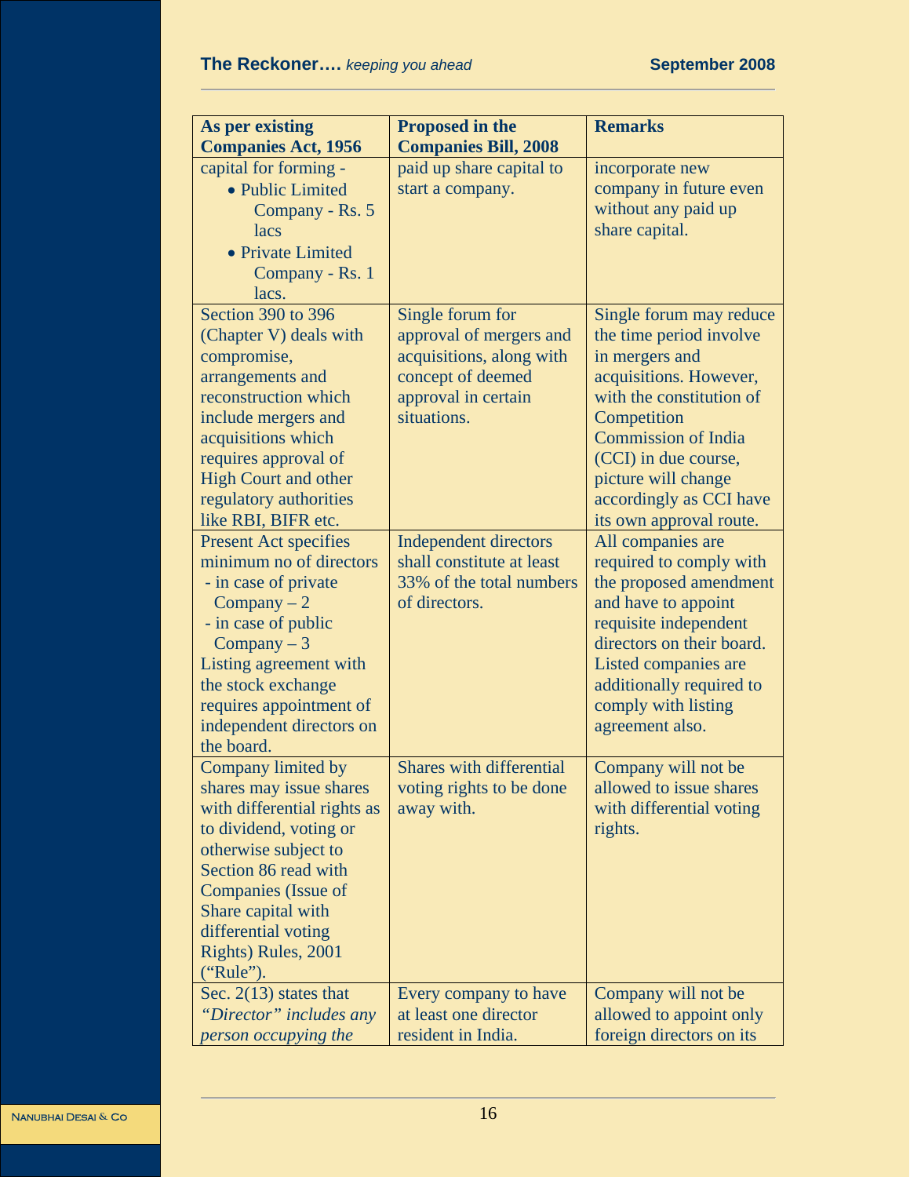| As per existing Companies Act, 1956 | Proposed in the Companies Bill, 2008 | Remarks |
|---|---|---|
| capital for forming - <br>• Public Limited Company - Rs. 5 lacs <br>• Private Limited Company - Rs. 1 lacs. | paid up share capital to start a company. | incorporate new company in future even without any paid up share capital. |
| Section 390 to 396 (Chapter V) deals with compromise, arrangements and reconstruction which include mergers and acquisitions which requires approval of High Court and other regulatory authorities like RBI, BIFR etc. | Single forum for approval of mergers and acquisitions, along with concept of deemed approval in certain situations. | Single forum may reduce the time period involve in mergers and acquisitions. However, with the constitution of Competition Commission of India (CCI) in due course, picture will change accordingly as CCI have its own approval route. |
| Present Act specifies minimum no of directors <br>- in case of private Company – 2 <br>- in case of public Company – 3 <br>Listing agreement with the stock exchange requires appointment of independent directors on the board. | Independent directors shall constitute at least 33% of the total numbers of directors. | All companies are required to comply with the proposed amendment and have to appoint requisite independent directors on their board. Listed companies are additionally required to comply with listing agreement also. |
| Company limited by shares may issue shares with differential rights as to dividend, voting or otherwise subject to Section 86 read with Companies (Issue of Share capital with differential voting Rights) Rules, 2001 (“Rule”). | Shares with differential voting rights to be done away with. | Company will not be allowed to issue shares with differential voting rights. |
| Sec. 2(13) states that *“Director” includes any person occupying the* | Every company to have at least one director resident in India. | Company will not be allowed to appoint only foreign directors on its |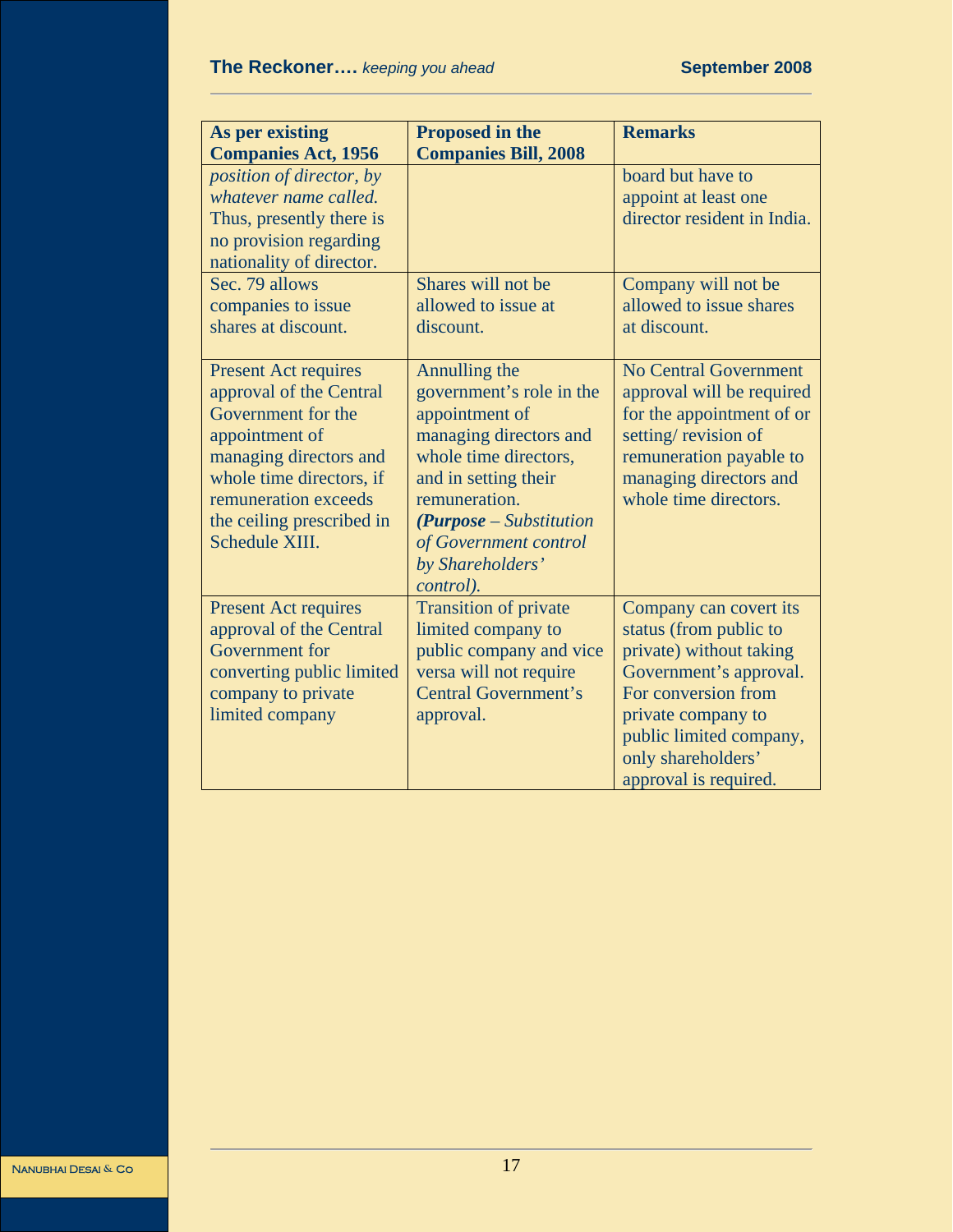| As per existing Companies Act, 1956 | Proposed in the Companies Bill, 2008 | Remarks |
|---|---|---|
| *position of director, by whatever name called.* Thus, presently there is no provision regarding nationality of director. | | board but have to appoint at least one director resident in India. |
| Sec. 79 allows companies to issue shares at discount. | Shares will not be allowed to issue at discount. | Company will not be allowed to issue shares at discount. |
| Present Act requires approval of the Central Government for the appointment of managing directors and whole time directors, if remuneration exceeds the ceiling prescribed in Schedule XIII. | Annulling the government's role in the appointment of managing directors and whole time directors, and in setting their remuneration. ***(Purpose** – Substitution of Government control by Shareholders' control).* | No Central Government approval will be required for the appointment of or setting/ revision of remuneration payable to managing directors and whole time directors. |
| Present Act requires approval of the Central Government for converting public limited company to private limited company | Transition of private limited company to public company and vice versa will not require Central Government's approval. | Company can covert its status (from public to private) without taking Government's approval. For conversion from private company to public limited company, only shareholders' approval is required. |